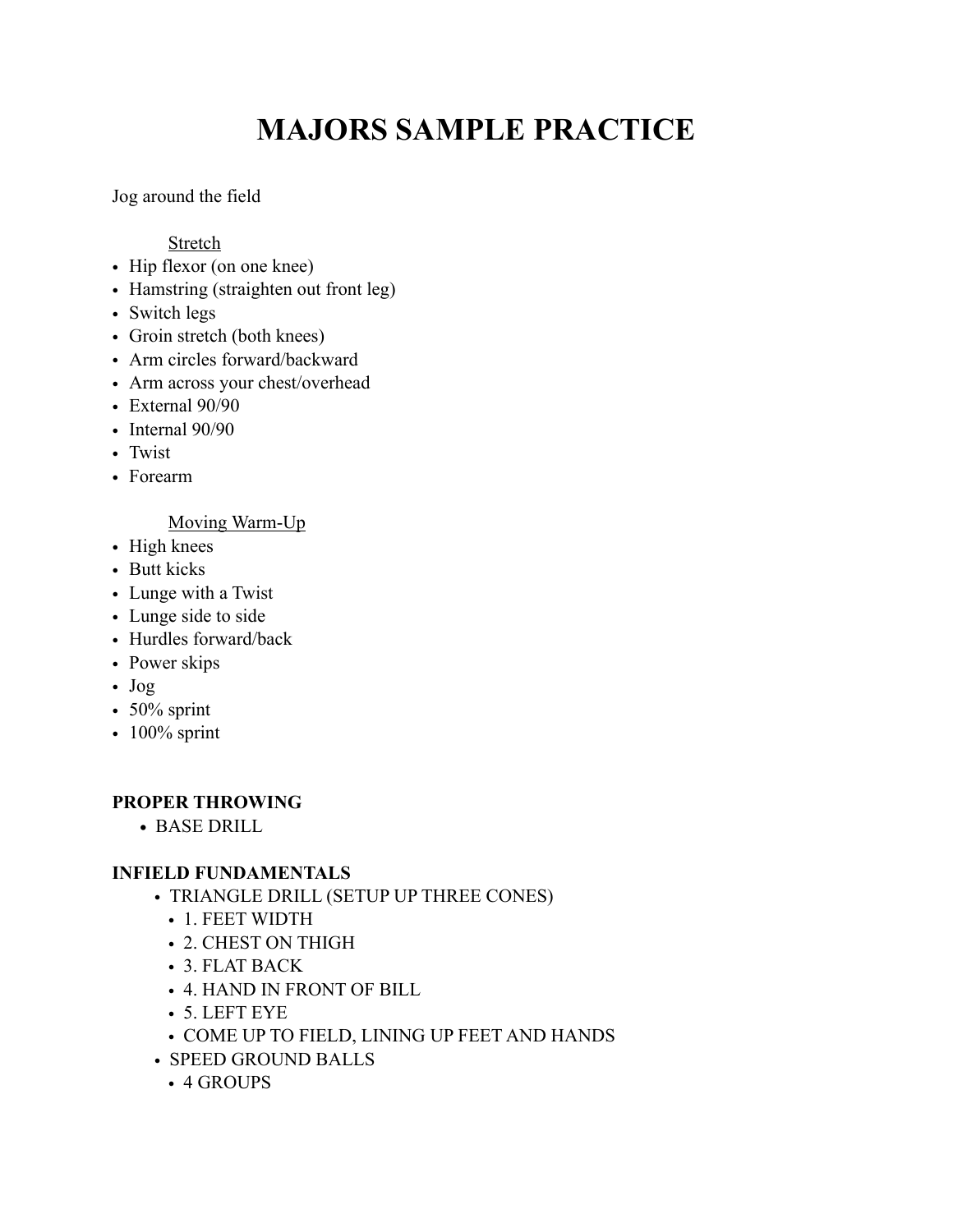# MAJORS SAMPLE PRACTICE

Jog around the field

Stretch

- Hip flexor (on one knee)
- Hamstring (straighten out front leg)
- Switch legs
- Groin stretch (both knees)
- Arm circles forward/backward
- Arm across your chest/overhead
- External 90/90
- Internal 90/90
- Twist
- Forearm

Moving Warm-Up

- High knees
- Butt kicks
- Lunge with a Twist
- Lunge side to side
- Hurdles forward/back
- Power skips
- Jog
- 50% sprint
- 100% sprint

**PROPER THROWING**

- BASE DRILL

**INFIELD FUNDAMENTALS**

- TRIANGLE DRILL (SETUP UP THREE CONES)
  - 1. FEET WIDTH
  - 2. CHEST ON THIGH
  - 3. FLAT BACK
  - 4. HAND IN FRONT OF BILL
  - 5. LEFT EYE
  - COME UP TO FIELD, LINING UP FEET AND HANDS
- SPEED GROUND BALLS
  - 4 GROUPS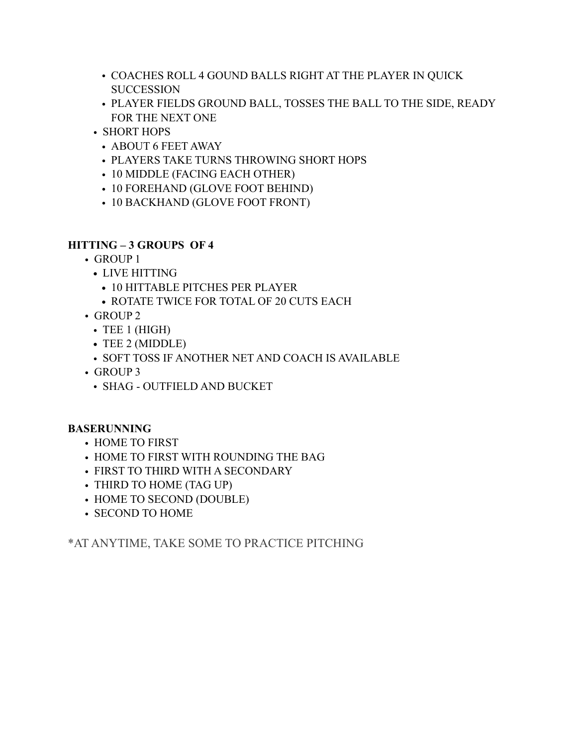- COACHES ROLL 4 GOUND BALLS RIGHT AT THE PLAYER IN QUICK SUCCESSION
    - PLAYER FIELDS GROUND BALL, TOSSES THE BALL TO THE SIDE, READY FOR THE NEXT ONE
  - SHORT HOPS
    - ABOUT 6 FEET AWAY
    - PLAYERS TAKE TURNS THROWING SHORT HOPS
    - 10 MIDDLE (FACING EACH OTHER)
    - 10 FOREHAND (GLOVE FOOT BEHIND)
    - 10 BACKHAND (GLOVE FOOT FRONT)

**HITTING – 3 GROUPS OF 4**

- GROUP 1
  - LIVE HITTING
    - 10 HITTABLE PITCHES PER PLAYER
    - ROTATE TWICE FOR TOTAL OF 20 CUTS EACH
- GROUP 2
  - TEE 1 (HIGH)
  - TEE 2 (MIDDLE)
  - SOFT TOSS IF ANOTHER NET AND COACH IS AVAILABLE
- GROUP 3
  - SHAG - OUTFIELD AND BUCKET

**BASERUNNING**

- HOME TO FIRST
- HOME TO FIRST WITH ROUNDING THE BAG
- FIRST TO THIRD WITH A SECONDARY
- THIRD TO HOME (TAG UP)
- HOME TO SECOND (DOUBLE)
- SECOND TO HOME

*AT ANYTIME, TAKE SOME TO PRACTICE PITCHING